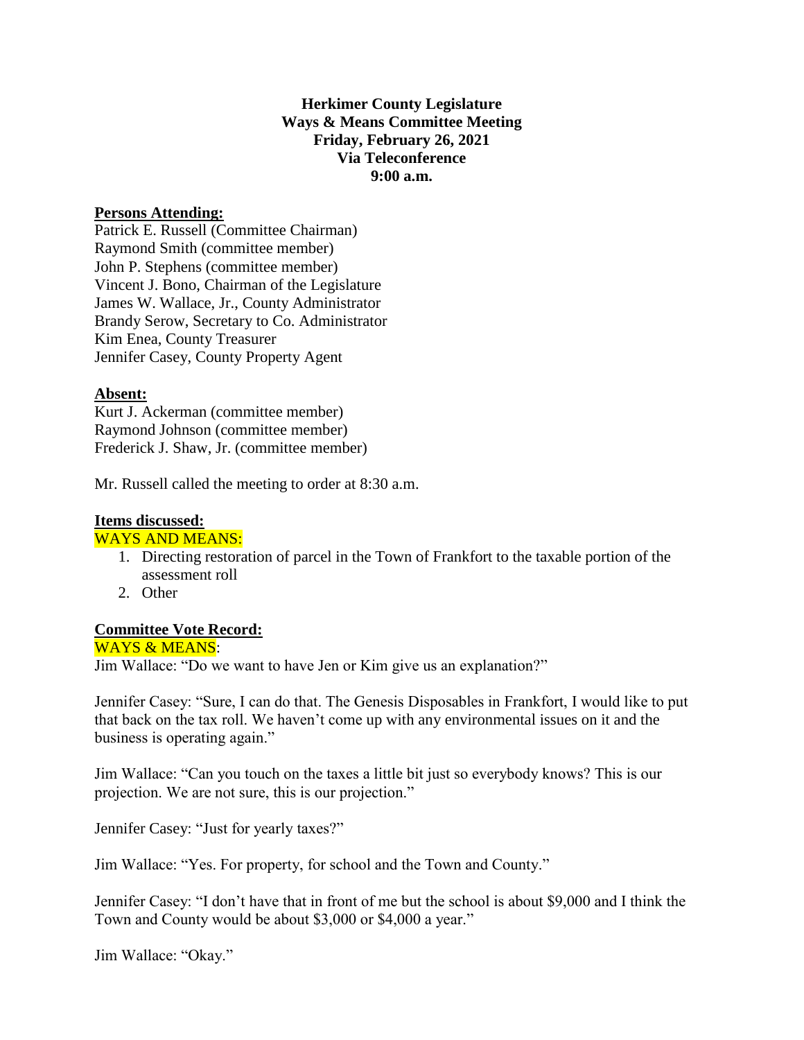**Herkimer County Legislature**
**Ways & Means Committee Meeting**
**Friday, February 26, 2021**
**Via Teleconference**
**9:00 a.m.**

**Persons Attending:**

Patrick E. Russell (Committee Chairman)
Raymond Smith (committee member)
John P. Stephens (committee member)
Vincent J. Bono, Chairman of the Legislature
James W. Wallace, Jr., County Administrator
Brandy Serow, Secretary to Co. Administrator
Kim Enea, County Treasurer
Jennifer Casey, County Property Agent

**Absent:**

Kurt J. Ackerman (committee member)
Raymond Johnson (committee member)
Frederick J. Shaw, Jr. (committee member)

Mr. Russell called the meeting to order at 8:30 a.m.

**Items discussed:**

WAYS AND MEANS:

1. Directing restoration of parcel in the Town of Frankfort to the taxable portion of the assessment roll
2. Other

**Committee Vote Record:**

WAYS & MEANS:

Jim Wallace: "Do we want to have Jen or Kim give us an explanation?"

Jennifer Casey: "Sure, I can do that. The Genesis Disposables in Frankfort, I would like to put that back on the tax roll. We haven't come up with any environmental issues on it and the business is operating again."

Jim Wallace: "Can you touch on the taxes a little bit just so everybody knows? This is our projection. We are not sure, this is our projection."

Jennifer Casey: "Just for yearly taxes?"

Jim Wallace: "Yes. For property, for school and the Town and County."

Jennifer Casey: "I don't have that in front of me but the school is about $9,000 and I think the Town and County would be about $3,000 or $4,000 a year."

Jim Wallace: "Okay."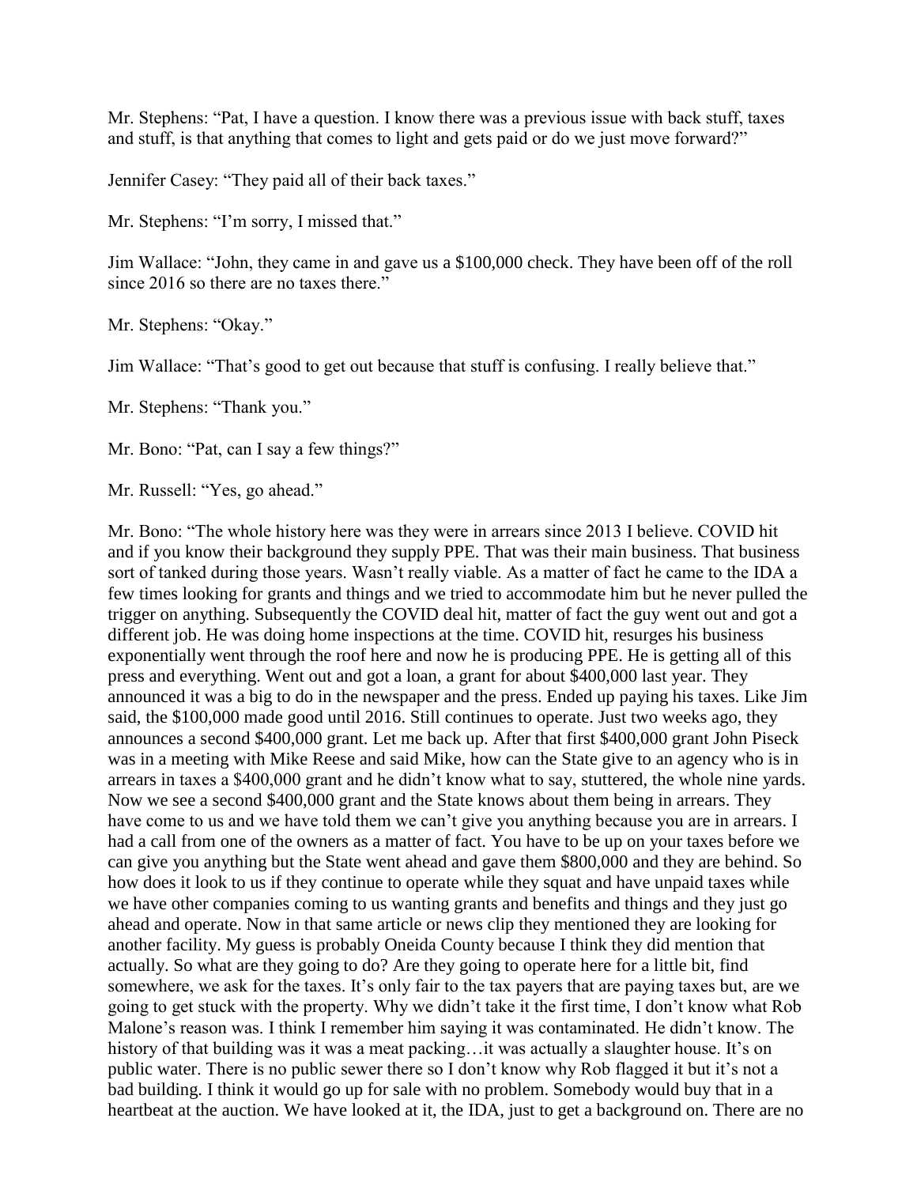Mr. Stephens: "Pat, I have a question. I know there was a previous issue with back stuff, taxes and stuff, is that anything that comes to light and gets paid or do we just move forward?"

Jennifer Casey: "They paid all of their back taxes."

Mr. Stephens: "I'm sorry, I missed that."

Jim Wallace: "John, they came in and gave us a $100,000 check. They have been off of the roll since 2016 so there are no taxes there."

Mr. Stephens: "Okay."

Jim Wallace: "That's good to get out because that stuff is confusing. I really believe that."

Mr. Stephens: "Thank you."

Mr. Bono: "Pat, can I say a few things?"

Mr. Russell: "Yes, go ahead."

Mr. Bono: "The whole history here was they were in arrears since 2013 I believe. COVID hit and if you know their background they supply PPE. That was their main business. That business sort of tanked during those years. Wasn't really viable. As a matter of fact he came to the IDA a few times looking for grants and things and we tried to accommodate him but he never pulled the trigger on anything. Subsequently the COVID deal hit, matter of fact the guy went out and got a different job. He was doing home inspections at the time. COVID hit, resurges his business exponentially went through the roof here and now he is producing PPE. He is getting all of this press and everything. Went out and got a loan, a grant for about $400,000 last year. They announced it was a big to do in the newspaper and the press. Ended up paying his taxes. Like Jim said, the $100,000 made good until 2016. Still continues to operate. Just two weeks ago, they announces a second $400,000 grant. Let me back up. After that first $400,000 grant John Piseck was in a meeting with Mike Reese and said Mike, how can the State give to an agency who is in arrears in taxes a $400,000 grant and he didn't know what to say, stuttered, the whole nine yards. Now we see a second $400,000 grant and the State knows about them being in arrears. They have come to us and we have told them we can't give you anything because you are in arrears. I had a call from one of the owners as a matter of fact. You have to be up on your taxes before we can give you anything but the State went ahead and gave them $800,000 and they are behind. So how does it look to us if they continue to operate while they squat and have unpaid taxes while we have other companies coming to us wanting grants and benefits and things and they just go ahead and operate. Now in that same article or news clip they mentioned they are looking for another facility. My guess is probably Oneida County because I think they did mention that actually. So what are they going to do? Are they going to operate here for a little bit, find somewhere, we ask for the taxes. It's only fair to the tax payers that are paying taxes but, are we going to get stuck with the property. Why we didn't take it the first time, I don't know what Rob Malone's reason was. I think I remember him saying it was contaminated. He didn't know. The history of that building was it was a meat packing…it was actually a slaughter house. It's on public water. There is no public sewer there so I don't know why Rob flagged it but it's not a bad building. I think it would go up for sale with no problem. Somebody would buy that in a heartbeat at the auction. We have looked at it, the IDA, just to get a background on. There are no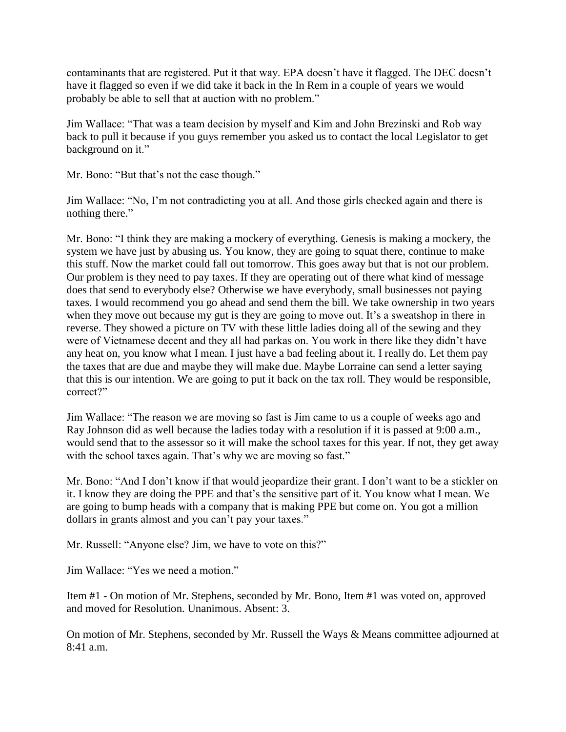contaminants that are registered. Put it that way. EPA doesn't have it flagged. The DEC doesn't have it flagged so even if we did take it back in the In Rem in a couple of years we would probably be able to sell that at auction with no problem."

Jim Wallace: "That was a team decision by myself and Kim and John Brezinski and Rob way back to pull it because if you guys remember you asked us to contact the local Legislator to get background on it."

Mr. Bono: "But that's not the case though."

Jim Wallace: "No, I'm not contradicting you at all. And those girls checked again and there is nothing there."

Mr. Bono: "I think they are making a mockery of everything. Genesis is making a mockery, the system we have just by abusing us. You know, they are going to squat there, continue to make this stuff. Now the market could fall out tomorrow. This goes away but that is not our problem. Our problem is they need to pay taxes. If they are operating out of there what kind of message does that send to everybody else? Otherwise we have everybody, small businesses not paying taxes. I would recommend you go ahead and send them the bill. We take ownership in two years when they move out because my gut is they are going to move out. It's a sweatshop in there in reverse. They showed a picture on TV with these little ladies doing all of the sewing and they were of Vietnamese decent and they all had parkas on. You work in there like they didn't have any heat on, you know what I mean. I just have a bad feeling about it. I really do. Let them pay the taxes that are due and maybe they will make due. Maybe Lorraine can send a letter saying that this is our intention. We are going to put it back on the tax roll. They would be responsible, correct?"

Jim Wallace: "The reason we are moving so fast is Jim came to us a couple of weeks ago and Ray Johnson did as well because the ladies today with a resolution if it is passed at 9:00 a.m., would send that to the assessor so it will make the school taxes for this year. If not, they get away with the school taxes again. That's why we are moving so fast."

Mr. Bono: "And I don't know if that would jeopardize their grant. I don't want to be a stickler on it. I know they are doing the PPE and that's the sensitive part of it. You know what I mean. We are going to bump heads with a company that is making PPE but come on. You got a million dollars in grants almost and you can't pay your taxes."

Mr. Russell: "Anyone else? Jim, we have to vote on this?"

Jim Wallace: "Yes we need a motion."

Item #1 - On motion of Mr. Stephens, seconded by Mr. Bono, Item #1 was voted on, approved and moved for Resolution. Unanimous. Absent: 3.

On motion of Mr. Stephens, seconded by Mr. Russell the Ways & Means committee adjourned at 8:41 a.m.